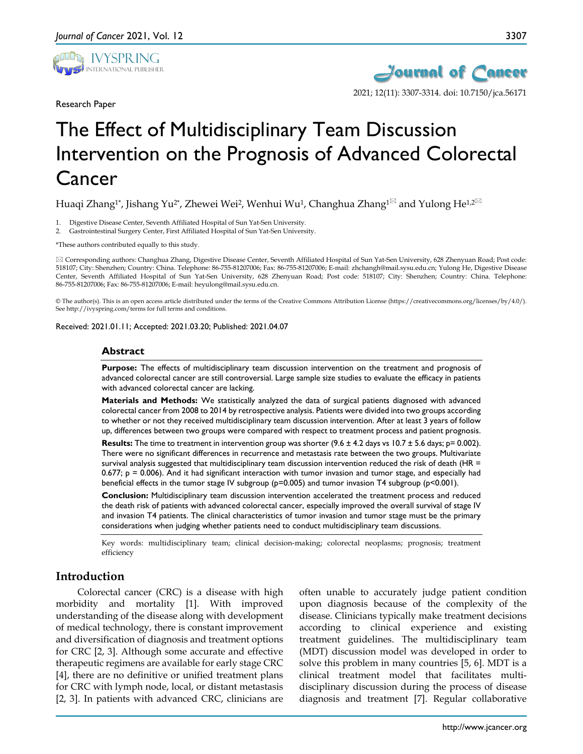Research Paper

# The Effect of Multidisciplinary Team Discussion Intervention on the Prognosis of Advanced Colorectal Cancer

Huaqi Zhang[1*], Jishang Yu[2*], Zhewei Wei[2], Wenhui Wu[1], Changhua Zhang[1✉] and Yulong He[1,2✉]

1. Digestive Disease Center, Seventh Affiliated Hospital of Sun Yat-Sen University.
2. Gastrointestinal Surgery Center, First Affiliated Hospital of Sun Yat-Sen University.

*These authors contributed equally to this study.

✉ Corresponding authors: Changhua Zhang, Digestive Disease Center, Seventh Affiliated Hospital of Sun Yat-Sen University, 628 Zhenyuan Road; Post code: 518107; City: Shenzhen; Country: China. Telephone: 86-755-81207006; Fax: 86-755-81207006; E-mail: zhchangh@mail.sysu.edu.cn; Yulong He, Digestive Disease Center, Seventh Affiliated Hospital of Sun Yat-Sen University, 628 Zhenyuan Road; Post code: 518107; City: Shenzhen; Country: China. Telephone: 86-755-81207006; Fax: 86-755-81207006; E-mail: heyulong@mail.sysu.edu.cn.

© The author(s). This is an open access article distributed under the terms of the Creative Commons Attribution License (https://creativecommons.org/licenses/by/4.0/). See http://ivyspring.com/terms for full terms and conditions.

Received: 2021.01.11; Accepted: 2021.03.20; Published: 2021.04.07

## Abstract

**Purpose:** The effects of multidisciplinary team discussion intervention on the treatment and prognosis of advanced colorectal cancer are still controversial. Large sample size studies to evaluate the efficacy in patients with advanced colorectal cancer are lacking.

**Materials and Methods:** We statistically analyzed the data of surgical patients diagnosed with advanced colorectal cancer from 2008 to 2014 by retrospective analysis. Patients were divided into two groups according to whether or not they received multidisciplinary team discussion intervention. After at least 3 years of follow up, differences between two groups were compared with respect to treatment process and patient prognosis.

**Results:** The time to treatment in intervention group was shorter ($9.6 \pm 4.2$ days vs $10.7 \pm 5.6$ days; $p = 0.002$). There were no significant differences in recurrence and metastasis rate between the two groups. Multivariate survival analysis suggested that multidisciplinary team discussion intervention reduced the risk of death (HR = 0.677; $p = 0.006$). And it had significant interaction with tumor invasion and tumor stage, and especially had beneficial effects in the tumor stage IV subgroup ($p=0.005$) and tumor invasion T4 subgroup ($p<0.001$).

**Conclusion:** Multidisciplinary team discussion intervention accelerated the treatment process and reduced the death risk of patients with advanced colorectal cancer, especially improved the overall survival of stage IV and invasion T4 patients. The clinical characteristics of tumor invasion and tumor stage must be the primary considerations when judging whether patients need to conduct multidisciplinary team discussions.

Key words: multidisciplinary team; clinical decision-making; colorectal neoplasms; prognosis; treatment efficiency

## Introduction

Colorectal cancer (CRC) is a disease with high morbidity and mortality [1]. With improved understanding of the disease along with development of medical technology, there is constant improvement and diversification of diagnosis and treatment options for CRC [2, 3]. Although some accurate and effective therapeutic regimens are available for early stage CRC [4], there are no definitive or unified treatment plans for CRC with lymph node, local, or distant metastasis [2, 3]. In patients with advanced CRC, clinicians are often unable to accurately judge patient condition upon diagnosis because of the complexity of the disease. Clinicians typically make treatment decisions according to clinical experience and existing treatment guidelines. The multidisciplinary team (MDT) discussion model was developed in order to solve this problem in many countries [5, 6]. MDT is a clinical treatment model that facilitates multi-disciplinary discussion during the process of disease diagnosis and treatment [7]. Regular collaborative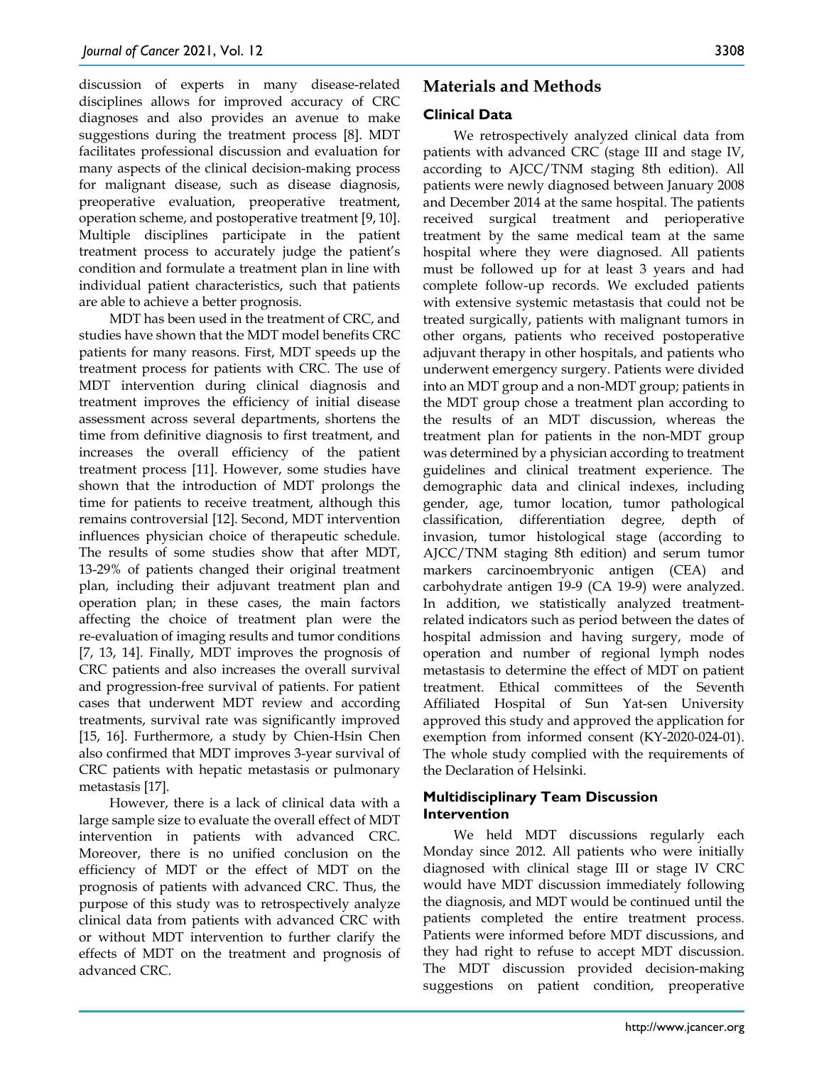discussion of experts in many disease-related disciplines allows for improved accuracy of CRC diagnoses and also provides an avenue to make suggestions during the treatment process [8]. MDT facilitates professional discussion and evaluation for many aspects of the clinical decision-making process for malignant disease, such as disease diagnosis, preoperative evaluation, preoperative treatment, operation scheme, and postoperative treatment [9, 10]. Multiple disciplines participate in the patient treatment process to accurately judge the patient's condition and formulate a treatment plan in line with individual patient characteristics, such that patients are able to achieve a better prognosis.

MDT has been used in the treatment of CRC, and studies have shown that the MDT model benefits CRC patients for many reasons. First, MDT speeds up the treatment process for patients with CRC. The use of MDT intervention during clinical diagnosis and treatment improves the efficiency of initial disease assessment across several departments, shortens the time from definitive diagnosis to first treatment, and increases the overall efficiency of the patient treatment process [11]. However, some studies have shown that the introduction of MDT prolongs the time for patients to receive treatment, although this remains controversial [12]. Second, MDT intervention influences physician choice of therapeutic schedule. The results of some studies show that after MDT, 13-29% of patients changed their original treatment plan, including their adjuvant treatment plan and operation plan; in these cases, the main factors affecting the choice of treatment plan were the re-evaluation of imaging results and tumor conditions [7, 13, 14]. Finally, MDT improves the prognosis of CRC patients and also increases the overall survival and progression-free survival of patients. For patient cases that underwent MDT review and according treatments, survival rate was significantly improved [15, 16]. Furthermore, a study by Chien-Hsin Chen also confirmed that MDT improves 3-year survival of CRC patients with hepatic metastasis or pulmonary metastasis [17].

However, there is a lack of clinical data with a large sample size to evaluate the overall effect of MDT intervention in patients with advanced CRC. Moreover, there is no unified conclusion on the efficiency of MDT or the effect of MDT on the prognosis of patients with advanced CRC. Thus, the purpose of this study was to retrospectively analyze clinical data from patients with advanced CRC with or without MDT intervention to further clarify the effects of MDT on the treatment and prognosis of advanced CRC.

## Materials and Methods

### Clinical Data

We retrospectively analyzed clinical data from patients with advanced CRC (stage III and stage IV, according to AJCC/TNM staging 8th edition). All patients were newly diagnosed between January 2008 and December 2014 at the same hospital. The patients received surgical treatment and perioperative treatment by the same medical team at the same hospital where they were diagnosed. All patients must be followed up for at least 3 years and had complete follow-up records. We excluded patients with extensive systemic metastasis that could not be treated surgically, patients with malignant tumors in other organs, patients who received postoperative adjuvant therapy in other hospitals, and patients who underwent emergency surgery. Patients were divided into an MDT group and a non-MDT group; patients in the MDT group chose a treatment plan according to the results of an MDT discussion, whereas the treatment plan for patients in the non-MDT group was determined by a physician according to treatment guidelines and clinical treatment experience. The demographic data and clinical indexes, including gender, age, tumor location, tumor pathological classification, differentiation degree, depth of invasion, tumor histological stage (according to AJCC/TNM staging 8th edition) and serum tumor markers carcinoembryonic antigen (CEA) and carbohydrate antigen 19-9 (CA 19-9) were analyzed. In addition, we statistically analyzed treatment-related indicators such as period between the dates of hospital admission and having surgery, mode of operation and number of regional lymph nodes metastasis to determine the effect of MDT on patient treatment. Ethical committees of the Seventh Affiliated Hospital of Sun Yat-sen University approved this study and approved the application for exemption from informed consent (KY-2020-024-01). The whole study complied with the requirements of the Declaration of Helsinki.

### Multidisciplinary Team Discussion Intervention

We held MDT discussions regularly each Monday since 2012. All patients who were initially diagnosed with clinical stage III or stage IV CRC would have MDT discussion immediately following the diagnosis, and MDT would be continued until the patients completed the entire treatment process. Patients were informed before MDT discussions, and they had right to refuse to accept MDT discussion. The MDT discussion provided decision-making suggestions on patient condition, preoperative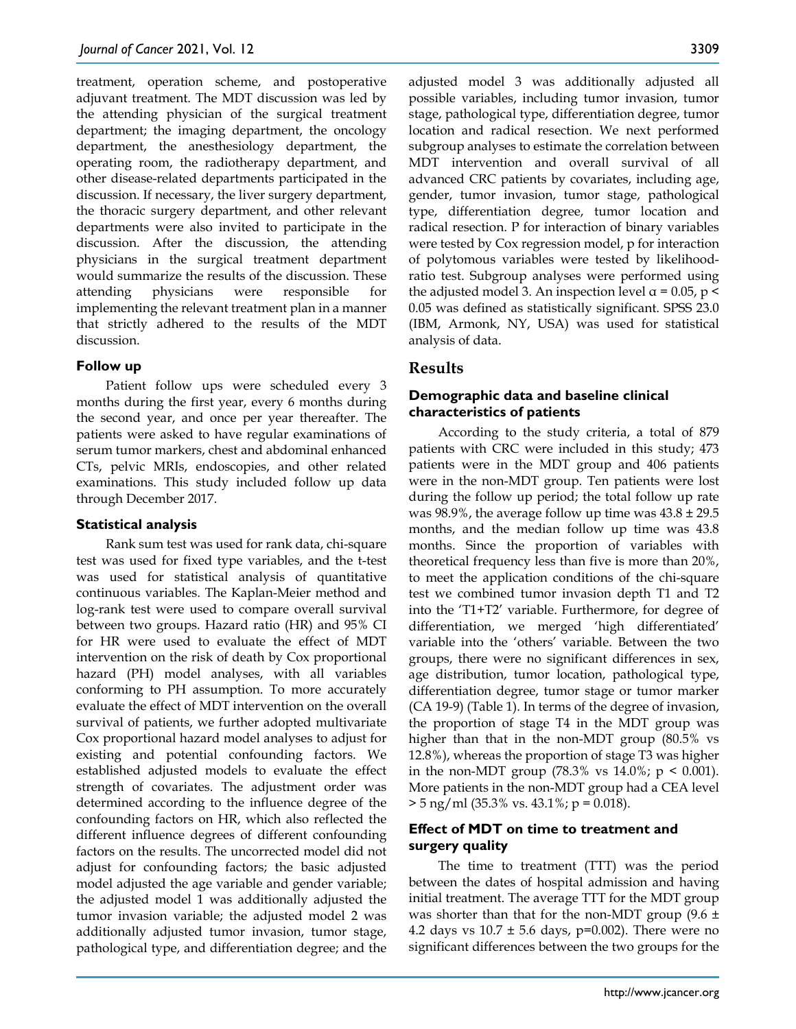treatment, operation scheme, and postoperative adjuvant treatment. The MDT discussion was led by the attending physician of the surgical treatment department; the imaging department, the oncology department, the anesthesiology department, the operating room, the radiotherapy department, and other disease-related departments participated in the discussion. If necessary, the liver surgery department, the thoracic surgery department, and other relevant departments were also invited to participate in the discussion. After the discussion, the attending physicians in the surgical treatment department would summarize the results of the discussion. These attending physicians were responsible for implementing the relevant treatment plan in a manner that strictly adhered to the results of the MDT discussion.

### Follow up

Patient follow ups were scheduled every 3 months during the first year, every 6 months during the second year, and once per year thereafter. The patients were asked to have regular examinations of serum tumor markers, chest and abdominal enhanced CTs, pelvic MRIs, endoscopies, and other related examinations. This study included follow up data through December 2017.

### Statistical analysis

Rank sum test was used for rank data, chi-square test was used for fixed type variables, and the t-test was used for statistical analysis of quantitative continuous variables. The Kaplan-Meier method and log-rank test were used to compare overall survival between two groups. Hazard ratio (HR) and 95% CI for HR were used to evaluate the effect of MDT intervention on the risk of death by Cox proportional hazard (PH) model analyses, with all variables conforming to PH assumption. To more accurately evaluate the effect of MDT intervention on the overall survival of patients, we further adopted multivariate Cox proportional hazard model analyses to adjust for existing and potential confounding factors. We established adjusted models to evaluate the effect strength of covariates. The adjustment order was determined according to the influence degree of the confounding factors on HR, which also reflected the different influence degrees of different confounding factors on the results. The uncorrected model did not adjust for confounding factors; the basic adjusted model adjusted the age variable and gender variable; the adjusted model 1 was additionally adjusted the tumor invasion variable; the adjusted model 2 was additionally adjusted tumor invasion, tumor stage, pathological type, and differentiation degree; and the adjusted model 3 was additionally adjusted all possible variables, including tumor invasion, tumor stage, pathological type, differentiation degree, tumor location and radical resection. We next performed subgroup analyses to estimate the correlation between MDT intervention and overall survival of all advanced CRC patients by covariates, including age, gender, tumor invasion, tumor stage, pathological type, differentiation degree, tumor location and radical resection. P for interaction of binary variables were tested by Cox regression model, p for interaction of polytomous variables were tested by likelihood-ratio test. Subgroup analyses were performed using the adjusted model 3. An inspection level $\alpha = 0.05$, $p < 0.05$ was defined as statistically significant. SPSS 23.0 (IBM, Armonk, NY, USA) was used for statistical analysis of data.

## Results

### Demographic data and baseline clinical characteristics of patients

According to the study criteria, a total of 879 patients with CRC were included in this study; 473 patients were in the MDT group and 406 patients were in the non-MDT group. Ten patients were lost during the follow up period; the total follow up rate was 98.9%, the average follow up time was $43.8 \pm 29.5$ months, and the median follow up time was 43.8 months. Since the proportion of variables with theoretical frequency less than five is more than 20%, to meet the application conditions of the chi-square test we combined tumor invasion depth T1 and T2 into the 'T1+T2' variable. Furthermore, for degree of differentiation, we merged 'high differentiated' variable into the 'others' variable. Between the two groups, there were no significant differences in sex, age distribution, tumor location, pathological type, differentiation degree, tumor stage or tumor marker (CA 19-9) (Table 1). In terms of the degree of invasion, the proportion of stage T4 in the MDT group was higher than that in the non-MDT group (80.5% vs 12.8%), whereas the proportion of stage T3 was higher in the non-MDT group (78.3% vs 14.0%; $p < 0.001$). More patients in the non-MDT group had a CEA level > 5 ng/ml (35.3% vs. 43.1%; $p = 0.018$).

### Effect of MDT on time to treatment and surgery quality

The time to treatment (TTT) was the period between the dates of hospital admission and having initial treatment. The average TTT for the MDT group was shorter than that for the non-MDT group ($9.6 \pm 4.2$ days vs $10.7 \pm 5.6$ days, p=0.002). There were no significant differences between the two groups for the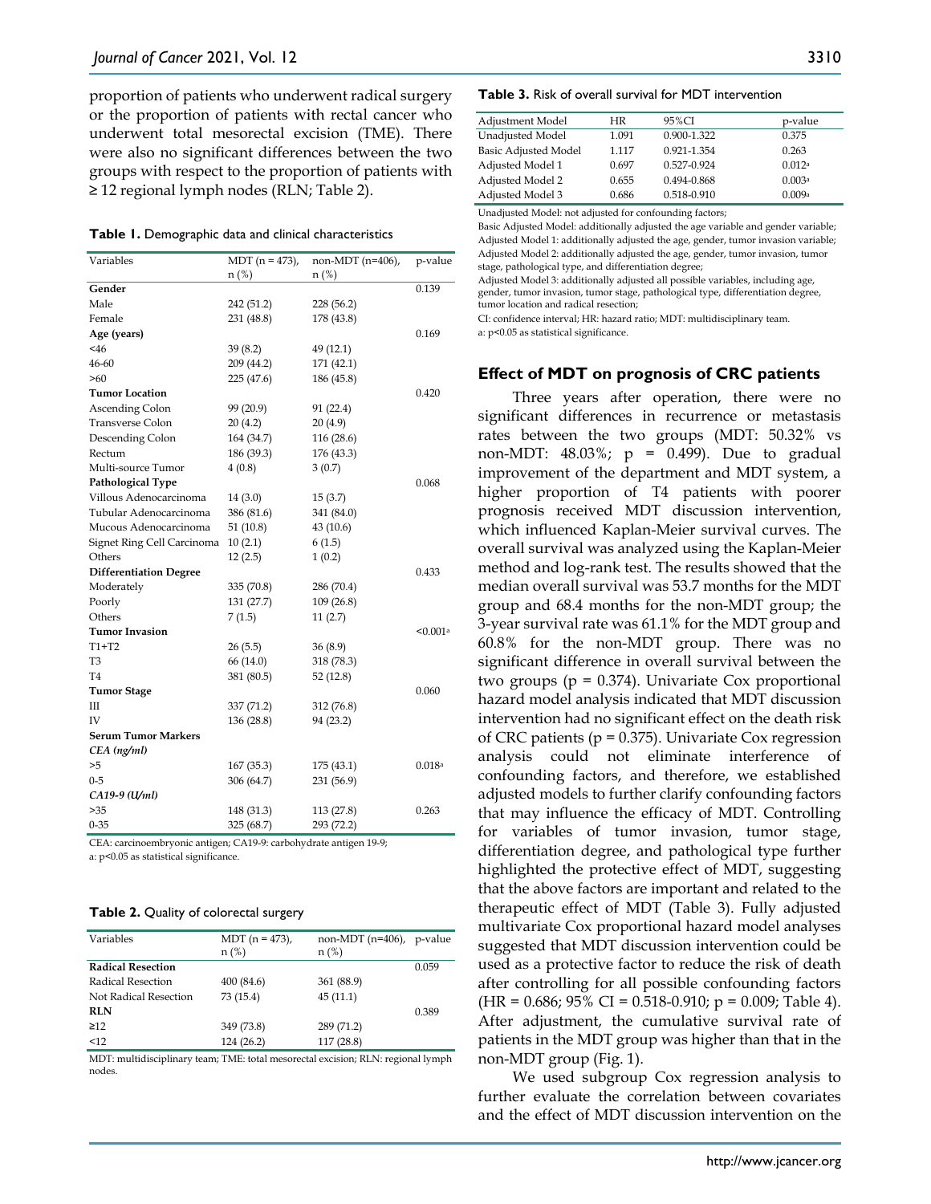proportion of patients who underwent radical surgery or the proportion of patients with rectal cancer who underwent total mesorectal excision (TME). There were also no significant differences between the two groups with respect to the proportion of patients with ≥ 12 regional lymph nodes (RLN; Table 2).

**Table 1.** Demographic data and clinical characteristics

| Variables | MDT (n = 473), n (%) | non-MDT (n=406), n (%) | p-value |
|---|---|---|---|
| **Gender** | | | 0.139 |
| Male | 242 (51.2) | 228 (56.2) | |
| Female | 231 (48.8) | 178 (43.8) | |
| **Age (years)** | | | 0.169 |
| <46 | 39 (8.2) | 49 (12.1) | |
| 46-60 | 209 (44.2) | 171 (42.1) | |
| >60 | 225 (47.6) | 186 (45.8) | |
| **Tumor Location** | | | 0.420 |
| Ascending Colon | 99 (20.9) | 91 (22.4) | |
| Transverse Colon | 20 (4.2) | 20 (4.9) | |
| Descending Colon | 164 (34.7) | 116 (28.6) | |
| Rectum | 186 (39.3) | 176 (43.3) | |
| Multi-source Tumor | 4 (0.8) | 3 (0.7) | |
| **Pathological Type** | | | 0.068 |
| Villous Adenocarcinoma | 14 (3.0) | 15 (3.7) | |
| Tubular Adenocarcinoma | 386 (81.6) | 341 (84.0) | |
| Mucous Adenocarcinoma | 51 (10.8) | 43 (10.6) | |
| Signet Ring Cell Carcinoma | 10 (2.1) | 6 (1.5) | |
| Others | 12 (2.5) | 1 (0.2) | |
| **Differentiation Degree** | | | 0.433 |
| Moderately | 335 (70.8) | 286 (70.4) | |
| Poorly | 131 (27.7) | 109 (26.8) | |
| Others | 7 (1.5) | 11 (2.7) | |
| **Tumor Invasion** | | | <0.001[a] |
| T1+T2 | 26 (5.5) | 36 (8.9) | |
| T3 | 66 (14.0) | 318 (78.3) | |
| T4 | 381 (80.5) | 52 (12.8) | |
| **Tumor Stage** | | | 0.060 |
| III | 337 (71.2) | 312 (76.8) | |
| IV | 136 (28.8) | 94 (23.2) | |
| **Serum Tumor Markers** | | | |
| *CEA (ng/ml)* | | | |
| >5 | 167 (35.3) | 175 (43.1) | 0.018[a] |
| 0-5 | 306 (64.7) | 231 (56.9) | |
| *CA19-9 (U/ml)* | | | |
| >35 | 148 (31.3) | 113 (27.8) | 0.263 |
| 0-35 | 325 (68.7) | 293 (72.2) | |

CEA: carcinoembryonic antigen; CA19-9: carbohydrate antigen 19-9;
a: p<0.05 as statistical significance.

**Table 2.** Quality of colorectal surgery

| Variables | MDT (n = 473), n (%) | non-MDT (n=406), n (%) | p-value |
|---|---|---|---|
| **Radical Resection** | | | 0.059 |
| Radical Resection | 400 (84.6) | 361 (88.9) | |
| Not Radical Resection | 73 (15.4) | 45 (11.1) | |
| **RLN** | | | 0.389 |
| ≥12 | 349 (73.8) | 289 (71.2) | |
| <12 | 124 (26.2) | 117 (28.8) | |

MDT: multidisciplinary team; TME: total mesorectal excision; RLN: regional lymph nodes.

**Table 3.** Risk of overall survival for MDT intervention

| Adjustment Model | HR | 95%CI | p-value |
|---|---|---|---|
| Unadjusted Model | 1.091 | 0.900-1.322 | 0.375 |
| Basic Adjusted Model | 1.117 | 0.921-1.354 | 0.263 |
| Adjusted Model 1 | 0.697 | 0.527-0.924 | 0.012[a] |
| Adjusted Model 2 | 0.655 | 0.494-0.868 | 0.003[a] |
| Adjusted Model 3 | 0.686 | 0.518-0.910 | 0.009[a] |

Unadjusted Model: not adjusted for confounding factors;
Basic Adjusted Model: additionally adjusted the age variable and gender variable;
Adjusted Model 1: additionally adjusted the age, gender, tumor invasion variable;
Adjusted Model 2: additionally adjusted the age, gender, tumor invasion, tumor stage, pathological type, and differentiation degree;
Adjusted Model 3: additionally adjusted all possible variables, including age, gender, tumor invasion, tumor stage, pathological type, differentiation degree, tumor location and radical resection;
CI: confidence interval; HR: hazard ratio; MDT: multidisciplinary team.
a: p<0.05 as statistical significance.

## Effect of MDT on prognosis of CRC patients

Three years after operation, there were no significant differences in recurrence or metastasis rates between the two groups (MDT: 50.32% vs non-MDT: 48.03%; p = 0.499). Due to gradual improvement of the department and MDT system, a higher proportion of T4 patients with poorer prognosis received MDT discussion intervention, which influenced Kaplan-Meier survival curves. The overall survival was analyzed using the Kaplan-Meier method and log-rank test. The results showed that the median overall survival was 53.7 months for the MDT group and 68.4 months for the non-MDT group; the 3-year survival rate was 61.1% for the MDT group and 60.8% for the non-MDT group. There was no significant difference in overall survival between the two groups (p = 0.374). Univariate Cox proportional hazard model analysis indicated that MDT discussion intervention had no significant effect on the death risk of CRC patients (p = 0.375). Univariate Cox regression analysis could not eliminate interference of confounding factors, and therefore, we established adjusted models to further clarify confounding factors that may influence the efficacy of MDT. Controlling for variables of tumor invasion, tumor stage, differentiation degree, and pathological type further highlighted the protective effect of MDT, suggesting that the above factors are important and related to the therapeutic effect of MDT (Table 3). Fully adjusted multivariate Cox proportional hazard model analyses suggested that MDT discussion intervention could be used as a protective factor to reduce the risk of death after controlling for all possible confounding factors (HR = 0.686; 95% CI = 0.518-0.910; p = 0.009; Table 4). After adjustment, the cumulative survival rate of patients in the MDT group was higher than that in the non-MDT group (Fig. 1).

We used subgroup Cox regression analysis to further evaluate the correlation between covariates and the effect of MDT discussion intervention on the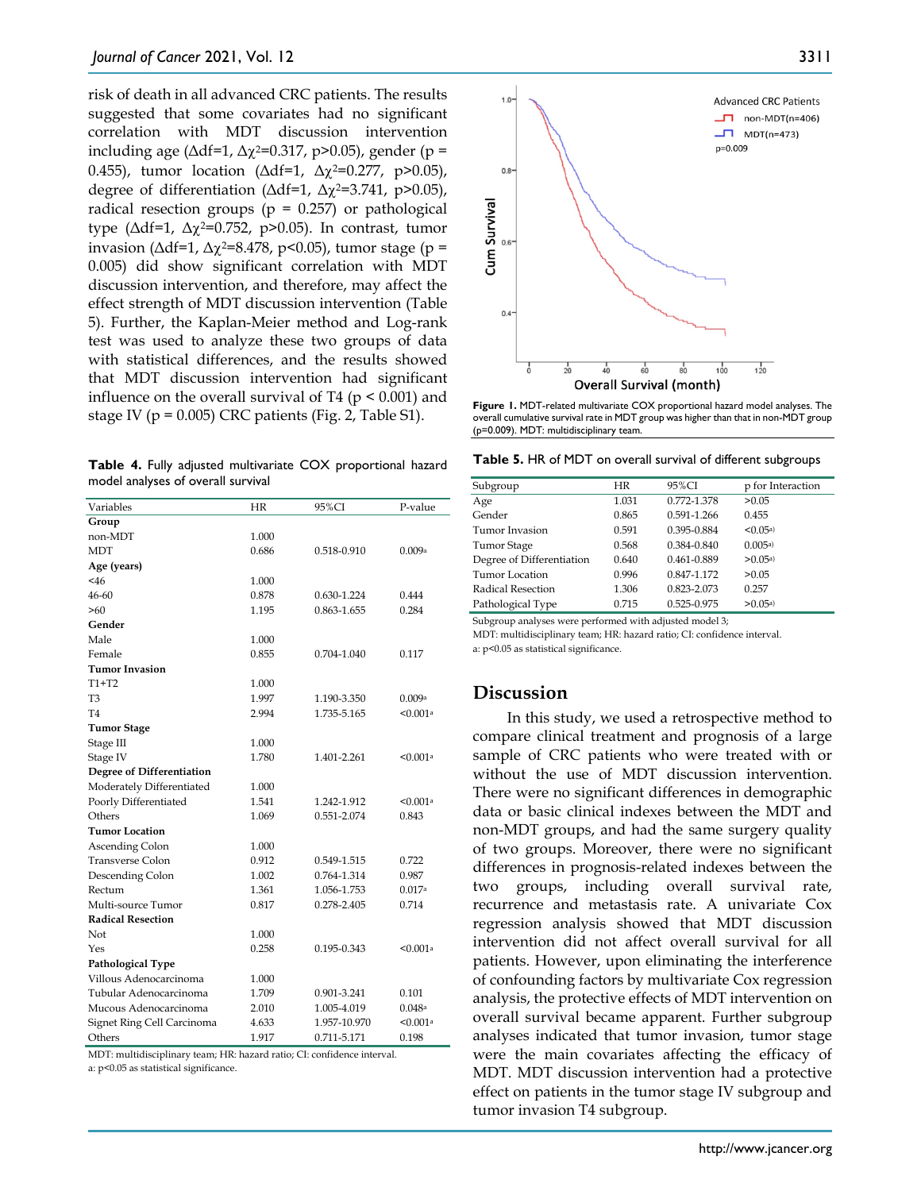risk of death in all advanced CRC patients. The results suggested that some covariates had no significant correlation with MDT discussion intervention including age ($\Delta$df=1, $\Delta\chi^2$=0.317, p>0.05), gender (p = 0.455), tumor location ($\Delta$df=1, $\Delta\chi^2$=0.277, p>0.05), degree of differentiation ($\Delta$df=1, $\Delta\chi^2$=3.741, p>0.05), radical resection groups (p = 0.257) or pathological type ($\Delta$df=1, $\Delta\chi^2$=0.752, p>0.05). In contrast, tumor invasion ($\Delta$df=1, $\Delta\chi^2$=8.478, p<0.05), tumor stage (p = 0.005) did show significant correlation with MDT discussion intervention, and therefore, may affect the effect strength of MDT discussion intervention (Table 5). Further, the Kaplan-Meier method and Log-rank test was used to analyze these two groups of data with statistical differences, and the results showed that MDT discussion intervention had significant influence on the overall survival of T4 (p < 0.001) and stage IV (p = 0.005) CRC patients (Fig. 2, Table S1).

**Table 4.** Fully adjusted multivariate COX proportional hazard model analyses of overall survival

| Variables | HR | 95%CI | P-value |
|---|---|---|---|
| **Group** | | | |
| non-MDT | 1.000 | | |
| MDT | 0.686 | 0.518-0.910 | 0.009[a] |
| **Age (years)** | | | |
| <46 | 1.000 | | |
| 46-60 | 0.878 | 0.630-1.224 | 0.444 |
| >60 | 1.195 | 0.863-1.655 | 0.284 |
| **Gender** | | | |
| Male | 1.000 | | |
| Female | 0.855 | 0.704-1.040 | 0.117 |
| **Tumor Invasion** | | | |
| T1+T2 | 1.000 | | |
| T3 | 1.997 | 1.190-3.350 | 0.009[a] |
| T4 | 2.994 | 1.735-5.165 | <0.001[a] |
| **Tumor Stage** | | | |
| Stage III | 1.000 | | |
| Stage IV | 1.780 | 1.401-2.261 | <0.001[a] |
| **Degree of Differentiation** | | | |
| Moderately Differentiated | 1.000 | | |
| Poorly Differentiated | 1.541 | 1.242-1.912 | <0.001[a] |
| Others | 1.069 | 0.551-2.074 | 0.843 |
| **Tumor Location** | | | |
| Ascending Colon | 1.000 | | |
| Transverse Colon | 0.912 | 0.549-1.515 | 0.722 |
| Descending Colon | 1.002 | 0.764-1.314 | 0.987 |
| Rectum | 1.361 | 1.056-1.753 | 0.017[a] |
| Multi-source Tumor | 0.817 | 0.278-2.405 | 0.714 |
| **Radical Resection** | | | |
| Not | 1.000 | | |
| Yes | 0.258 | 0.195-0.343 | <0.001[a] |
| **Pathological Type** | | | |
| Villous Adenocarcinoma | 1.000 | | |
| Tubular Adenocarcinoma | 1.709 | 0.901-3.241 | 0.101 |
| Mucous Adenocarcinoma | 2.010 | 1.005-4.019 | 0.048[a] |
| Signet Ring Cell Carcinoma | 4.633 | 1.957-10.970 | <0.001[a] |
| Others | 1.917 | 0.711-5.171 | 0.198 |

MDT: multidisciplinary team; HR: hazard ratio; CI: confidence interval.
a: p<0.05 as statistical significance.

**Figure 1.** MDT-related multivariate COX proportional hazard model analyses. The overall cumulative survival rate in MDT group was higher than that in non-MDT group (p=0.009). MDT: multidisciplinary team.

**Table 5.** HR of MDT on overall survival of different subgroups

| Subgroup | HR | 95%CI | p for Interaction |
|---|---|---|---|
| Age | 1.031 | 0.772-1.378 | >0.05 |
| Gender | 0.865 | 0.591-1.266 | 0.455 |
| Tumor Invasion | 0.591 | 0.395-0.884 | <0.05[a] |
| Tumor Stage | 0.568 | 0.384-0.840 | 0.005[a] |
| Degree of Differentiation | 0.640 | 0.461-0.889 | >0.05[a] |
| Tumor Location | 0.996 | 0.847-1.172 | >0.05 |
| Radical Resection | 1.306 | 0.823-2.073 | 0.257 |
| Pathological Type | 0.715 | 0.525-0.975 | >0.05[a] |

Subgroup analyses were performed with adjusted model 3;
MDT: multidisciplinary team; HR: hazard ratio; CI: confidence interval.
a: p<0.05 as statistical significance.

## Discussion

In this study, we used a retrospective method to compare clinical treatment and prognosis of a large sample of CRC patients who were treated with or without the use of MDT discussion intervention. There were no significant differences in demographic data or basic clinical indexes between the MDT and non-MDT groups, and had the same surgery quality of two groups. Moreover, there were no significant differences in prognosis-related indexes between the two groups, including overall survival rate, recurrence and metastasis rate. A univariate Cox regression analysis showed that MDT discussion intervention did not affect overall survival for all patients. However, upon eliminating the interference of confounding factors by multivariate Cox regression analysis, the protective effects of MDT intervention on overall survival became apparent. Further subgroup analyses indicated that tumor invasion, tumor stage were the main covariates affecting the efficacy of MDT. MDT discussion intervention had a protective effect on patients in the tumor stage IV subgroup and tumor invasion T4 subgroup.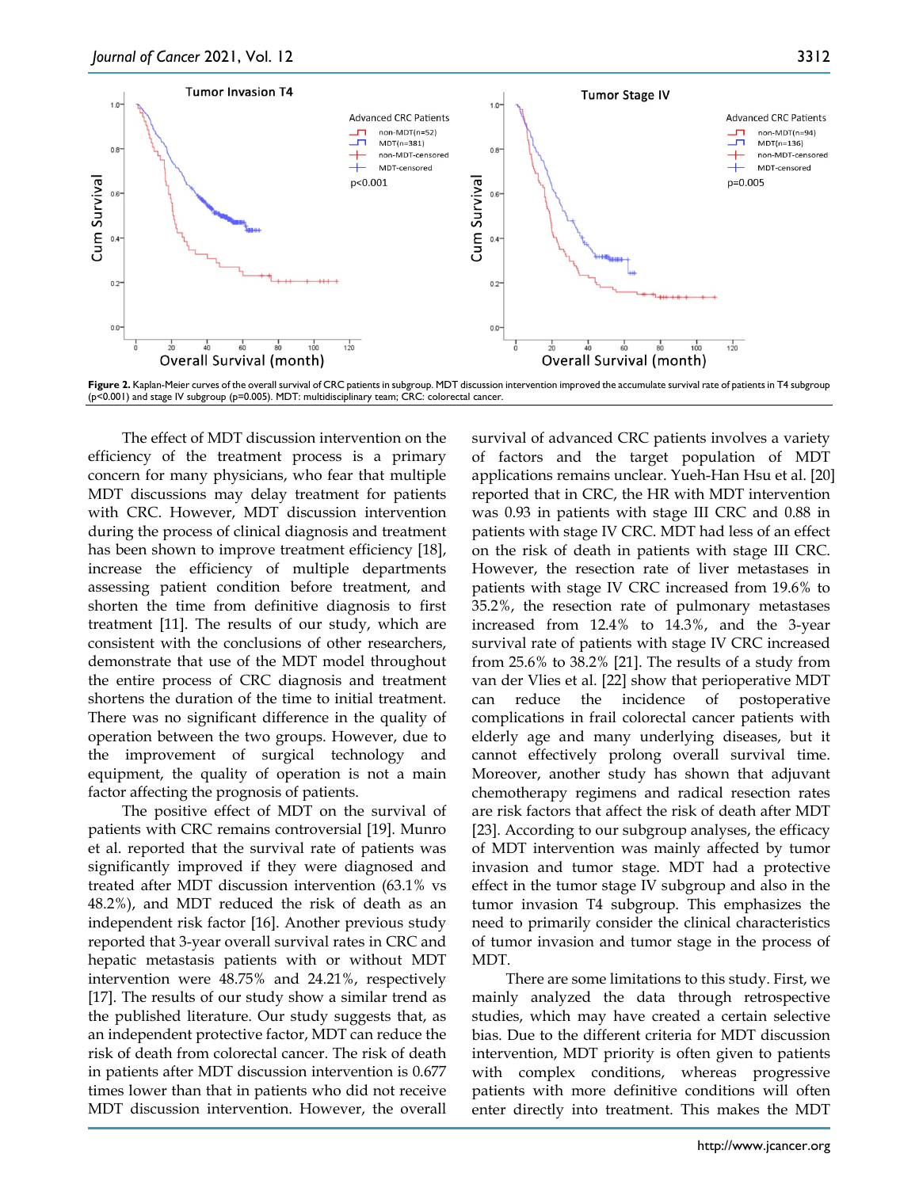**Figure 2.** Kaplan-Meier curves of the overall survival of CRC patients in subgroup. MDT discussion intervention improved the accumulate survival rate of patients in T4 subgroup ($p<0.001$) and stage IV subgroup ($p=0.005$). MDT: multidisciplinary team; CRC: colorectal cancer.

The effect of MDT discussion intervention on the efficiency of the treatment process is a primary concern for many physicians, who fear that multiple MDT discussions may delay treatment for patients with CRC. However, MDT discussion intervention during the process of clinical diagnosis and treatment has been shown to improve treatment efficiency [18], increase the efficiency of multiple departments assessing patient condition before treatment, and shorten the time from definitive diagnosis to first treatment [11]. The results of our study, which are consistent with the conclusions of other researchers, demonstrate that use of the MDT model throughout the entire process of CRC diagnosis and treatment shortens the duration of the time to initial treatment. There was no significant difference in the quality of operation between the two groups. However, due to the improvement of surgical technology and equipment, the quality of operation is not a main factor affecting the prognosis of patients.

The positive effect of MDT on the survival of patients with CRC remains controversial [19]. Munro et al. reported that the survival rate of patients was significantly improved if they were diagnosed and treated after MDT discussion intervention (63.1% vs 48.2%), and MDT reduced the risk of death as an independent risk factor [16]. Another previous study reported that 3-year overall survival rates in CRC and hepatic metastasis patients with or without MDT intervention were 48.75% and 24.21%, respectively [17]. The results of our study show a similar trend as the published literature. Our study suggests that, as an independent protective factor, MDT can reduce the risk of death from colorectal cancer. The risk of death in patients after MDT discussion intervention is 0.677 times lower than that in patients who did not receive MDT discussion intervention. However, the overall survival of advanced CRC patients involves a variety of factors and the target population of MDT applications remains unclear. Yueh-Han Hsu et al. [20] reported that in CRC, the HR with MDT intervention was 0.93 in patients with stage III CRC and 0.88 in patients with stage IV CRC. MDT had less of an effect on the risk of death in patients with stage III CRC. However, the resection rate of liver metastases in patients with stage IV CRC increased from 19.6% to 35.2%, the resection rate of pulmonary metastases increased from 12.4% to 14.3%, and the 3-year survival rate of patients with stage IV CRC increased from 25.6% to 38.2% [21]. The results of a study from van der Vlies et al. [22] show that perioperative MDT can reduce the incidence of postoperative complications in frail colorectal cancer patients with elderly age and many underlying diseases, but it cannot effectively prolong overall survival time. Moreover, another study has shown that adjuvant chemotherapy regimens and radical resection rates are risk factors that affect the risk of death after MDT [23]. According to our subgroup analyses, the efficacy of MDT intervention was mainly affected by tumor invasion and tumor stage. MDT had a protective effect in the tumor stage IV subgroup and also in the tumor invasion T4 subgroup. This emphasizes the need to primarily consider the clinical characteristics of tumor invasion and tumor stage in the process of MDT.

There are some limitations to this study. First, we mainly analyzed the data through retrospective studies, which may have created a certain selective bias. Due to the different criteria for MDT discussion intervention, MDT priority is often given to patients with complex conditions, whereas progressive patients with more definitive conditions will often enter directly into treatment. This makes the MDT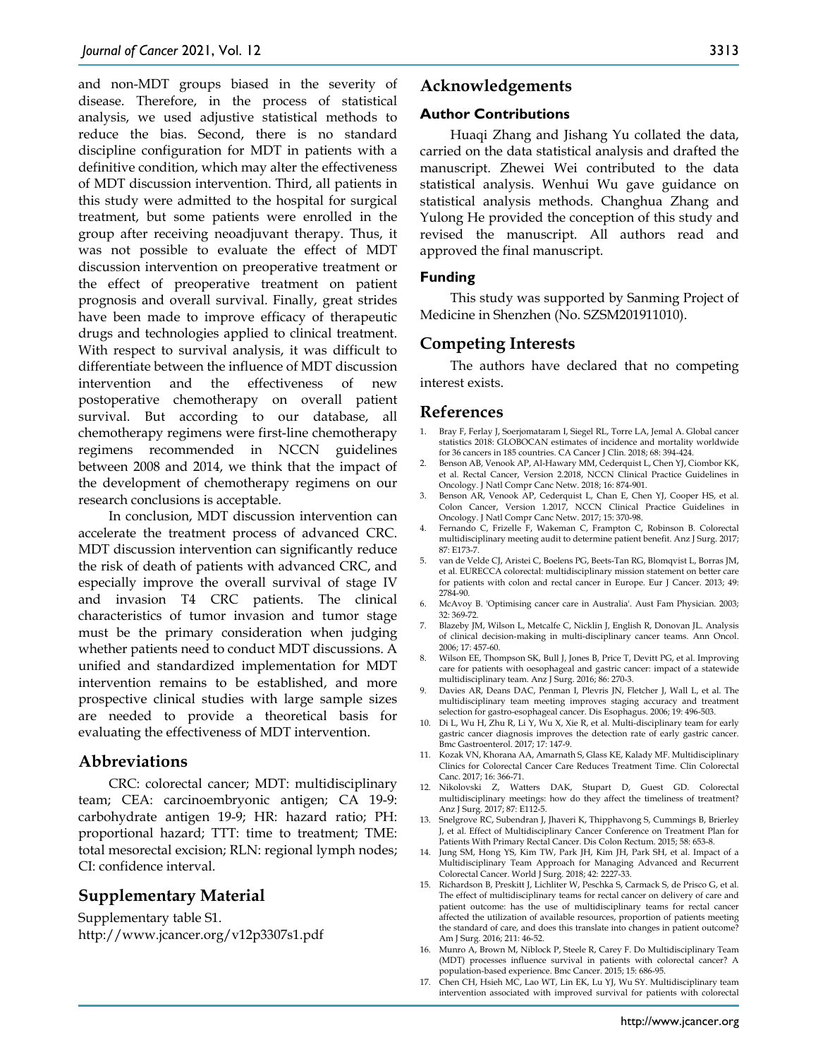and non-MDT groups biased in the severity of disease. Therefore, in the process of statistical analysis, we used adjustive statistical methods to reduce the bias. Second, there is no standard discipline configuration for MDT in patients with a definitive condition, which may alter the effectiveness of MDT discussion intervention. Third, all patients in this study were admitted to the hospital for surgical treatment, but some patients were enrolled in the group after receiving neoadjuvant therapy. Thus, it was not possible to evaluate the effect of MDT discussion intervention on preoperative treatment or the effect of preoperative treatment on patient prognosis and overall survival. Finally, great strides have been made to improve efficacy of therapeutic drugs and technologies applied to clinical treatment. With respect to survival analysis, it was difficult to differentiate between the influence of MDT discussion intervention and the effectiveness of new postoperative chemotherapy on overall patient survival. But according to our database, all chemotherapy regimens were first-line chemotherapy regimens recommended in NCCN guidelines between 2008 and 2014, we think that the impact of the development of chemotherapy regimens on our research conclusions is acceptable.

In conclusion, MDT discussion intervention can accelerate the treatment process of advanced CRC. MDT discussion intervention can significantly reduce the risk of death of patients with advanced CRC, and especially improve the overall survival of stage IV and invasion T4 CRC patients. The clinical characteristics of tumor invasion and tumor stage must be the primary consideration when judging whether patients need to conduct MDT discussions. A unified and standardized implementation for MDT intervention remains to be established, and more prospective clinical studies with large sample sizes are needed to provide a theoretical basis for evaluating the effectiveness of MDT intervention.

## Abbreviations

CRC: colorectal cancer; MDT: multidisciplinary team; CEA: carcinoembryonic antigen; CA 19-9: carbohydrate antigen 19-9; HR: hazard ratio; PH: proportional hazard; TTT: time to treatment; TME: total mesorectal excision; RLN: regional lymph nodes; CI: confidence interval.

## Supplementary Material

Supplementary table S1.
http://www.jcancer.org/v12p3307s1.pdf

## Acknowledgements

### Author Contributions

Huaqi Zhang and Jishang Yu collated the data, carried on the data statistical analysis and drafted the manuscript. Zhewei Wei contributed to the data statistical analysis. Wenhui Wu gave guidance on statistical analysis methods. Changhua Zhang and Yulong He provided the conception of this study and revised the manuscript. All authors read and approved the final manuscript.

### Funding

This study was supported by Sanming Project of Medicine in Shenzhen (No. SZSM201911010).

## Competing Interests

The authors have declared that no competing interest exists.

## References

1. Bray F, Ferlay J, Soerjomataram I, Siegel RL, Torre LA, Jemal A. Global cancer statistics 2018: GLOBOCAN estimates of incidence and mortality worldwide for 36 cancers in 185 countries. CA Cancer J Clin. 2018; 68: 394-424.
2. Benson AB, Venook AP, Al-Hawary MM, Cederquist L, Chen YJ, Ciombor KK, et al. Rectal Cancer, Version 2.2018, NCCN Clinical Practice Guidelines in Oncology. J Natl Compr Canc Netw. 2018; 16: 874-901.
3. Benson AR, Venook AP, Cederquist L, Chan E, Chen YJ, Cooper HS, et al. Colon Cancer, Version 1.2017, NCCN Clinical Practice Guidelines in Oncology. J Natl Compr Canc Netw. 2017; 15: 370-98.
4. Fernando C, Frizelle F, Wakeman C, Frampton C, Robinson B. Colorectal multidisciplinary meeting audit to determine patient benefit. Anz J Surg. 2017; 87: E173-7.
5. van de Velde CJ, Aristei C, Boelens PG, Beets-Tan RG, Blomqvist L, Borras JM, et al. EURECCA colorectal: multidisciplinary mission statement on better care for patients with colon and rectal cancer in Europe. Eur J Cancer. 2013; 49: 2784-90.
6. McAvoy B. 'Optimising cancer care in Australia'. Aust Fam Physician. 2003; 32: 369-72.
7. Blazeby JM, Wilson L, Metcalfe C, Nicklin J, English R, Donovan JL. Analysis of clinical decision-making in multi-disciplinary cancer teams. Ann Oncol. 2006; 17: 457-60.
8. Wilson EE, Thompson SK, Bull J, Jones B, Price T, Devitt PG, et al. Improving care for patients with oesophageal and gastric cancer: impact of a statewide multidisciplinary team. Anz J Surg. 2016; 86: 270-3.
9. Davies AR, Deans DAC, Penman I, Plevris JN, Fletcher J, Wall L, et al. The multidisciplinary team meeting improves staging accuracy and treatment selection for gastro-esophageal cancer. Dis Esophagus. 2006; 19: 496-503.
10. Di L, Wu H, Zhu R, Li Y, Wu X, Xie R, et al. Multi-disciplinary team for early gastric cancer diagnosis improves the detection rate of early gastric cancer. Bmc Gastroenterol. 2017; 17: 147-9.
11. Kozak VN, Khorana AA, Amarnath S, Glass KE, Kalady MF. Multidisciplinary Clinics for Colorectal Cancer Care Reduces Treatment Time. Clin Colorectal Canc. 2017; 16: 366-71.
12. Nikolovski Z, Watters DAK, Stupart D, Guest GD. Colorectal multidisciplinary meetings: how do they affect the timeliness of treatment? Anz J Surg. 2017; 87: E112-5.
13. Snelgrove RC, Subendran J, Jhaveri K, Thipphavong S, Cummings B, Brierley J, et al. Effect of Multidisciplinary Cancer Conference on Treatment Plan for Patients With Primary Rectal Cancer. Dis Colon Rectum. 2015; 58: 653-8.
14. Jung SM, Hong YS, Kim TW, Park JH, Kim JH, Park SH, et al. Impact of a Multidisciplinary Team Approach for Managing Advanced and Recurrent Colorectal Cancer. World J Surg. 2018; 42: 2227-33.
15. Richardson B, Preskitt J, Lichliter W, Peschka S, Carmack S, de Prisco G, et al. The effect of multidisciplinary teams for rectal cancer on delivery of care and patient outcome: has the use of multidisciplinary teams for rectal cancer affected the utilization of available resources, proportion of patients meeting the standard of care, and does this translate into changes in patient outcome? Am J Surg. 2016; 211: 46-52.
16. Munro A, Brown M, Niblock P, Steele R, Carey F. Do Multidisciplinary Team (MDT) processes influence survival in patients with colorectal cancer? A population-based experience. Bmc Cancer. 2015; 15: 686-95.
17. Chen CH, Hsieh MC, Lao WT, Lin EK, Lu YJ, Wu SY. Multidisciplinary team intervention associated with improved survival for patients with colorectal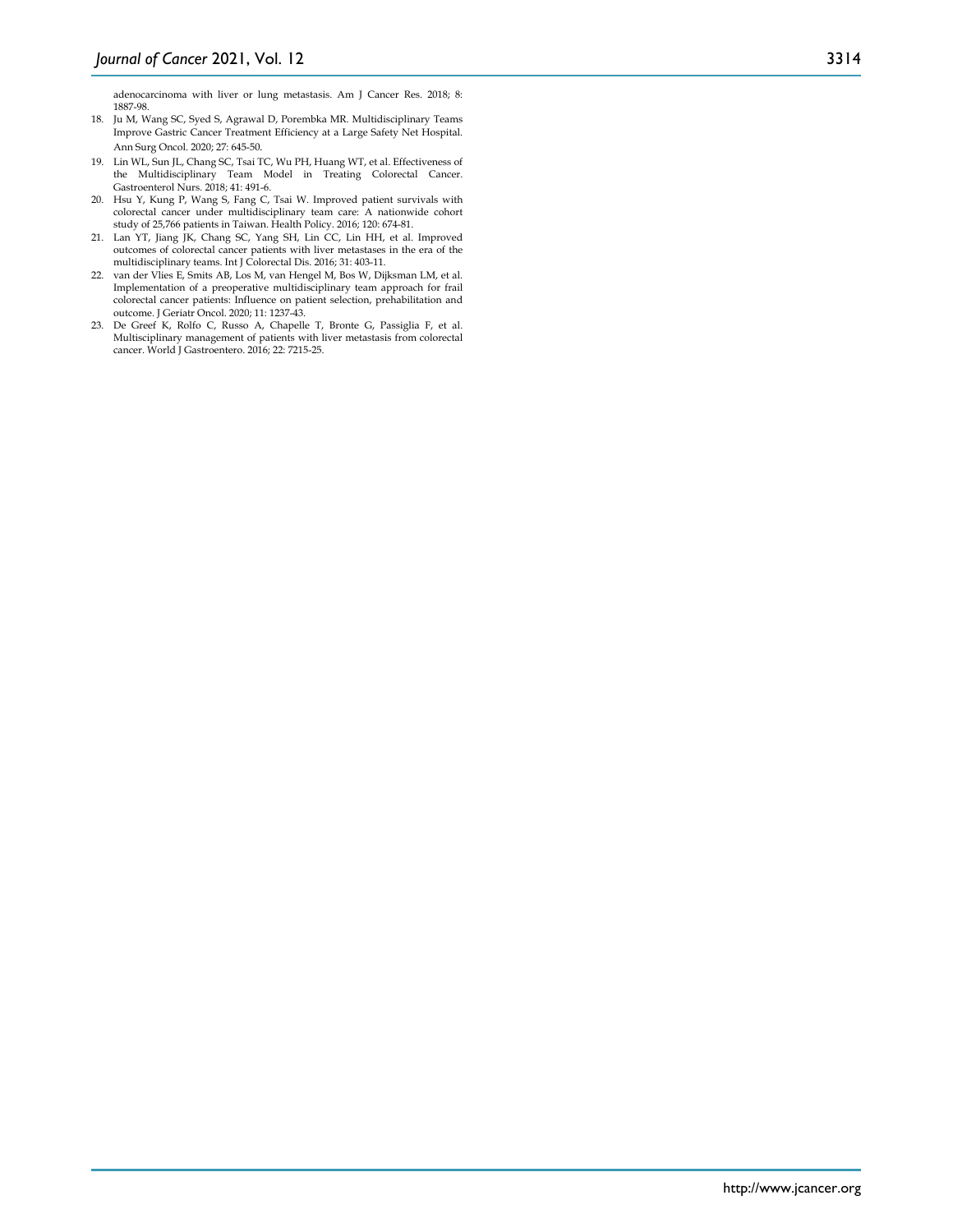adenocarcinoma with liver or lung metastasis. Am J Cancer Res. 2018; 8: 1887-98.

18. Ju M, Wang SC, Syed S, Agrawal D, Porembka MR. Multidisciplinary Teams Improve Gastric Cancer Treatment Efficiency at a Large Safety Net Hospital. Ann Surg Oncol. 2020; 27: 645-50.
19. Lin WL, Sun JL, Chang SC, Tsai TC, Wu PH, Huang WT, et al. Effectiveness of the Multidisciplinary Team Model in Treating Colorectal Cancer. Gastroenterol Nurs. 2018; 41: 491-6.
20. Hsu Y, Kung P, Wang S, Fang C, Tsai W. Improved patient survivals with colorectal cancer under multidisciplinary team care: A nationwide cohort study of 25,766 patients in Taiwan. Health Policy. 2016; 120: 674-81.
21. Lan YT, Jiang JK, Chang SC, Yang SH, Lin CC, Lin HH, et al. Improved outcomes of colorectal cancer patients with liver metastases in the era of the multidisciplinary teams. Int J Colorectal Dis. 2016; 31: 403-11.
22. van der Vlies E, Smits AB, Los M, van Hengel M, Bos W, Dijksman LM, et al. Implementation of a preoperative multidisciplinary team approach for frail colorectal cancer patients: Influence on patient selection, prehabilitation and outcome. J Geriatr Oncol. 2020; 11: 1237-43.
23. De Greef K, Rolfo C, Russo A, Chapelle T, Bronte G, Passiglia F, et al. Multisciplinary management of patients with liver metastasis from colorectal cancer. World J Gastroentero. 2016; 22: 7215-25.